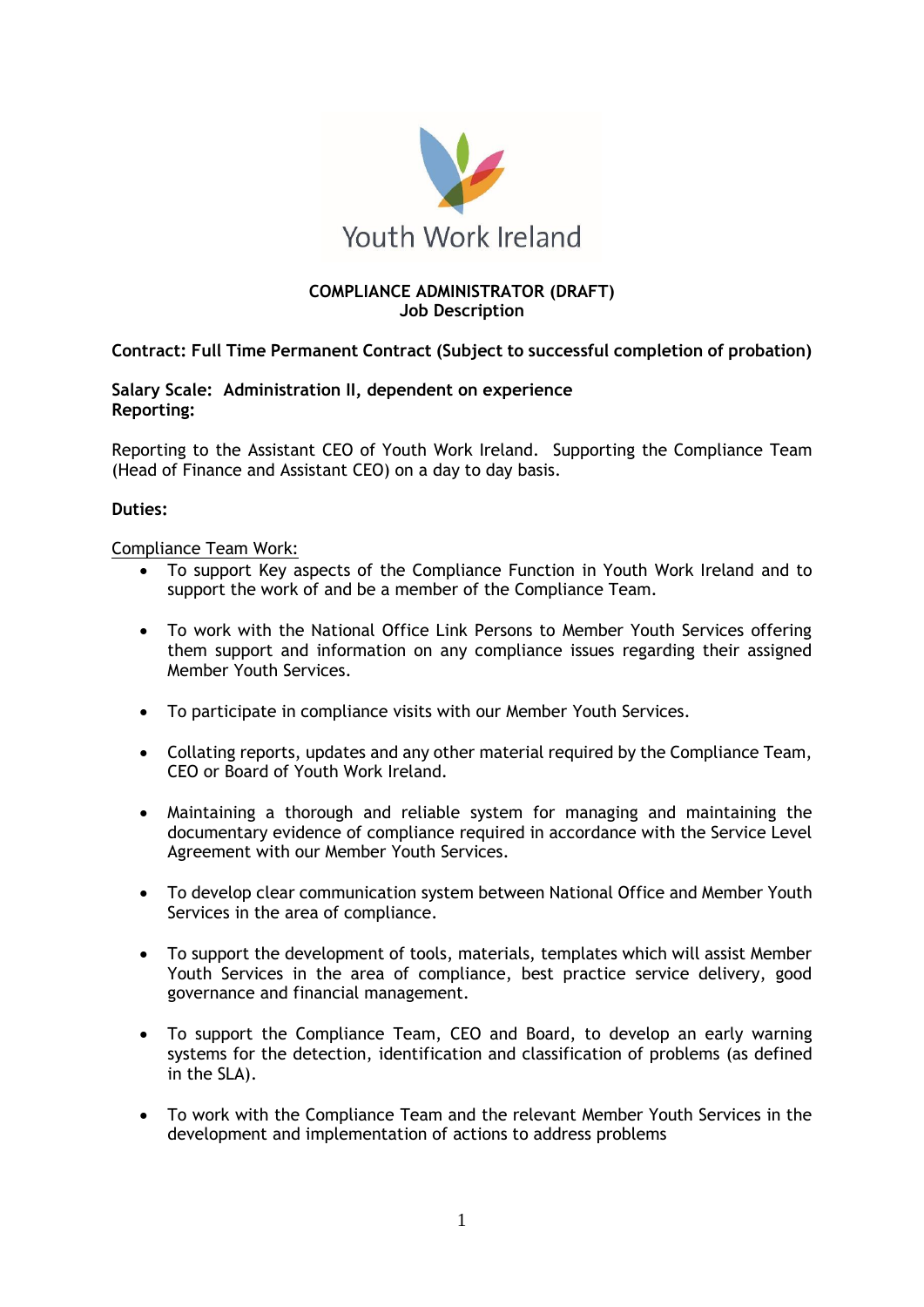Youth Work Ireland

# COMPLIANCE ADMINISTRATOR (DRAFT)
## Job Description

**Contract: Full Time Permanent Contract (Subject to successful completion of probation)**

**Salary Scale: Administration II, dependent on experience**
**Reporting:**

Reporting to the Assistant CEO of Youth Work Ireland. Supporting the Compliance Team (Head of Finance and Assistant CEO) on a day to day basis.

**Duties:**

Compliance Team Work:

- To support Key aspects of the Compliance Function in Youth Work Ireland and to support the work of and be a member of the Compliance Team.
- To work with the National Office Link Persons to Member Youth Services offering them support and information on any compliance issues regarding their assigned Member Youth Services.
- To participate in compliance visits with our Member Youth Services.
- Collating reports, updates and any other material required by the Compliance Team, CEO or Board of Youth Work Ireland.
- Maintaining a thorough and reliable system for managing and maintaining the documentary evidence of compliance required in accordance with the Service Level Agreement with our Member Youth Services.
- To develop clear communication system between National Office and Member Youth Services in the area of compliance.
- To support the development of tools, materials, templates which will assist Member Youth Services in the area of compliance, best practice service delivery, good governance and financial management.
- To support the Compliance Team, CEO and Board, to develop an early warning systems for the detection, identification and classification of problems (as defined in the SLA).
- To work with the Compliance Team and the relevant Member Youth Services in the development and implementation of actions to address problems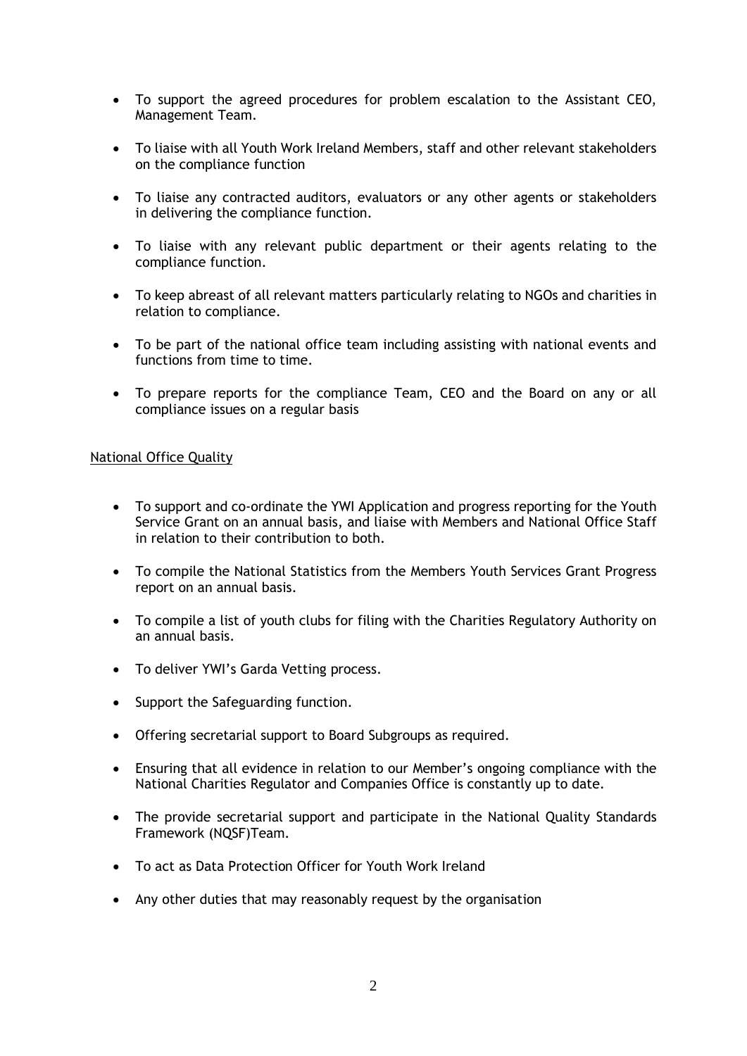- To support the agreed procedures for problem escalation to the Assistant CEO, Management Team.
- To liaise with all Youth Work Ireland Members, staff and other relevant stakeholders on the compliance function
- To liaise any contracted auditors, evaluators or any other agents or stakeholders in delivering the compliance function.
- To liaise with any relevant public department or their agents relating to the compliance function.
- To keep abreast of all relevant matters particularly relating to NGOs and charities in relation to compliance.
- To be part of the national office team including assisting with national events and functions from time to time.
- To prepare reports for the compliance Team, CEO and the Board on any or all compliance issues on a regular basis

National Office Quality

- To support and co-ordinate the YWI Application and progress reporting for the Youth Service Grant on an annual basis, and liaise with Members and National Office Staff in relation to their contribution to both.
- To compile the National Statistics from the Members Youth Services Grant Progress report on an annual basis.
- To compile a list of youth clubs for filing with the Charities Regulatory Authority on an annual basis.
- To deliver YWI's Garda Vetting process.
- Support the Safeguarding function.
- Offering secretarial support to Board Subgroups as required.
- Ensuring that all evidence in relation to our Member's ongoing compliance with the National Charities Regulator and Companies Office is constantly up to date.
- The provide secretarial support and participate in the National Quality Standards Framework (NQSF)Team.
- To act as Data Protection Officer for Youth Work Ireland
- Any other duties that may reasonably request by the organisation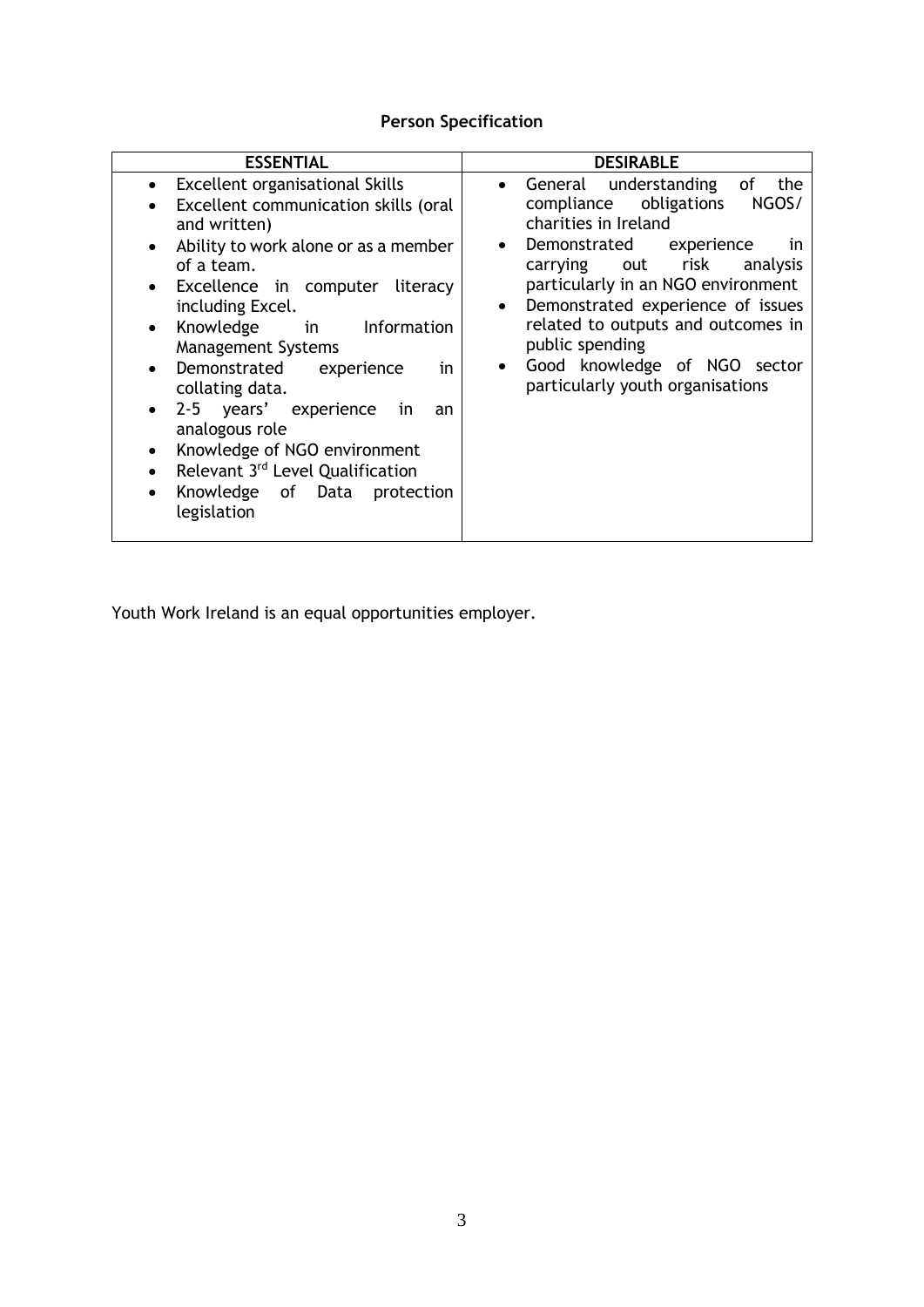**Person Specification**

| ESSENTIAL | DESIRABLE |
|---|---|
| • Excellent organisational Skills<br>• Excellent communication skills (oral and written)<br>• Ability to work alone or as a member of a team.<br>• Excellence in computer literacy including Excel.<br>• Knowledge in Information Management Systems<br>• Demonstrated experience in collating data.<br>• 2-5 years' experience in an analogous role<br>• Knowledge of NGO environment<br>• Relevant 3rd Level Qualification<br>• Knowledge of Data protection legislation | • General understanding of the compliance obligations NGOS/ charities in Ireland<br>• Demonstrated experience in carrying out risk analysis particularly in an NGO environment<br>• Demonstrated experience of issues related to outputs and outcomes in public spending<br>• Good knowledge of NGO sector particularly youth organisations |

Youth Work Ireland is an equal opportunities employer.